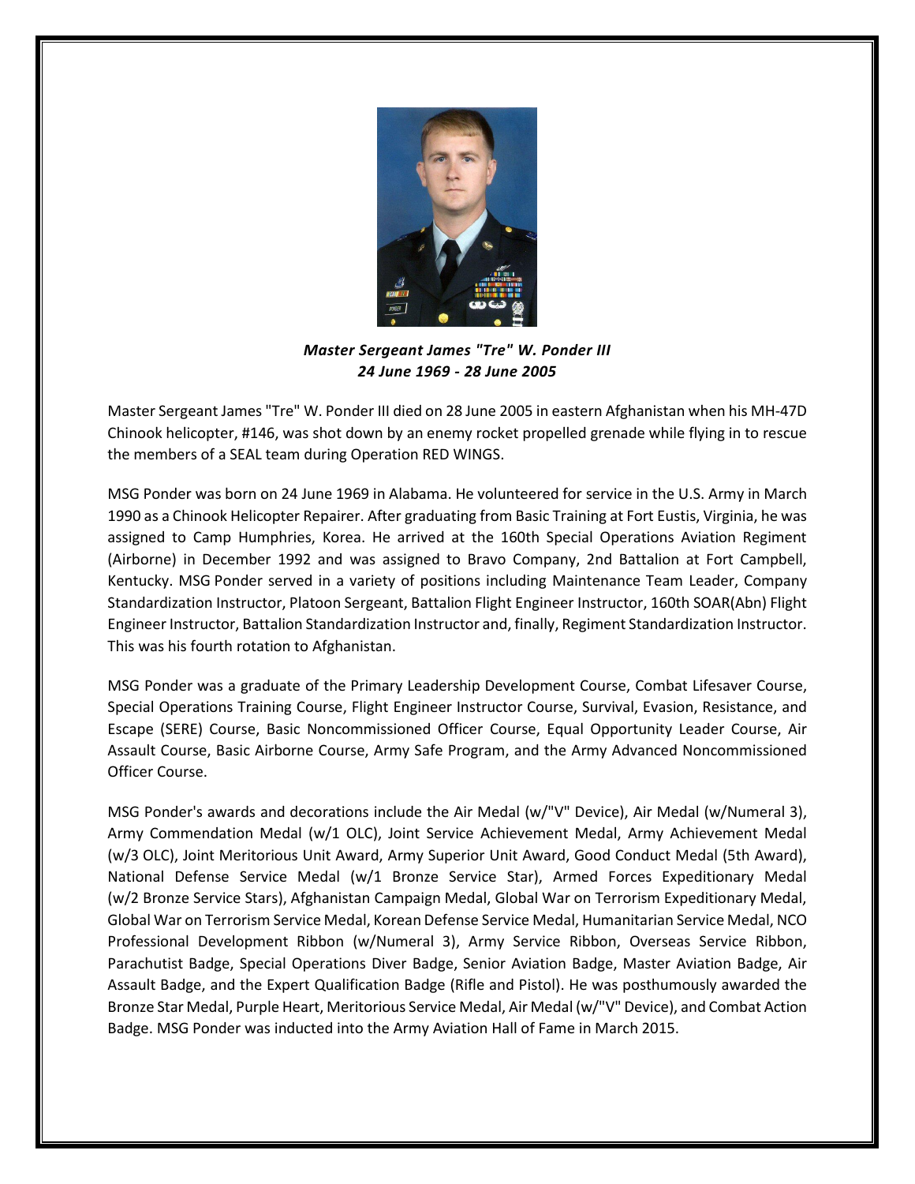***Master Sergeant James "Tre" W. Ponder III***
***24 June 1969 - 28 June 2005***

Master Sergeant James "Tre" W. Ponder III died on 28 June 2005 in eastern Afghanistan when his MH-47D Chinook helicopter, #146, was shot down by an enemy rocket propelled grenade while flying in to rescue the members of a SEAL team during Operation RED WINGS.

MSG Ponder was born on 24 June 1969 in Alabama. He volunteered for service in the U.S. Army in March 1990 as a Chinook Helicopter Repairer. After graduating from Basic Training at Fort Eustis, Virginia, he was assigned to Camp Humphries, Korea. He arrived at the 160th Special Operations Aviation Regiment (Airborne) in December 1992 and was assigned to Bravo Company, 2nd Battalion at Fort Campbell, Kentucky. MSG Ponder served in a variety of positions including Maintenance Team Leader, Company Standardization Instructor, Platoon Sergeant, Battalion Flight Engineer Instructor, 160th SOAR(Abn) Flight Engineer Instructor, Battalion Standardization Instructor and, finally, Regiment Standardization Instructor. This was his fourth rotation to Afghanistan.

MSG Ponder was a graduate of the Primary Leadership Development Course, Combat Lifesaver Course, Special Operations Training Course, Flight Engineer Instructor Course, Survival, Evasion, Resistance, and Escape (SERE) Course, Basic Noncommissioned Officer Course, Equal Opportunity Leader Course, Air Assault Course, Basic Airborne Course, Army Safe Program, and the Army Advanced Noncommissioned Officer Course.

MSG Ponder's awards and decorations include the Air Medal (w/"V" Device), Air Medal (w/Numeral 3), Army Commendation Medal (w/1 OLC), Joint Service Achievement Medal, Army Achievement Medal (w/3 OLC), Joint Meritorious Unit Award, Army Superior Unit Award, Good Conduct Medal (5th Award), National Defense Service Medal (w/1 Bronze Service Star), Armed Forces Expeditionary Medal (w/2 Bronze Service Stars), Afghanistan Campaign Medal, Global War on Terrorism Expeditionary Medal, Global War on Terrorism Service Medal, Korean Defense Service Medal, Humanitarian Service Medal, NCO Professional Development Ribbon (w/Numeral 3), Army Service Ribbon, Overseas Service Ribbon, Parachutist Badge, Special Operations Diver Badge, Senior Aviation Badge, Master Aviation Badge, Air Assault Badge, and the Expert Qualification Badge (Rifle and Pistol). He was posthumously awarded the Bronze Star Medal, Purple Heart, Meritorious Service Medal, Air Medal (w/"V" Device), and Combat Action Badge. MSG Ponder was inducted into the Army Aviation Hall of Fame in March 2015.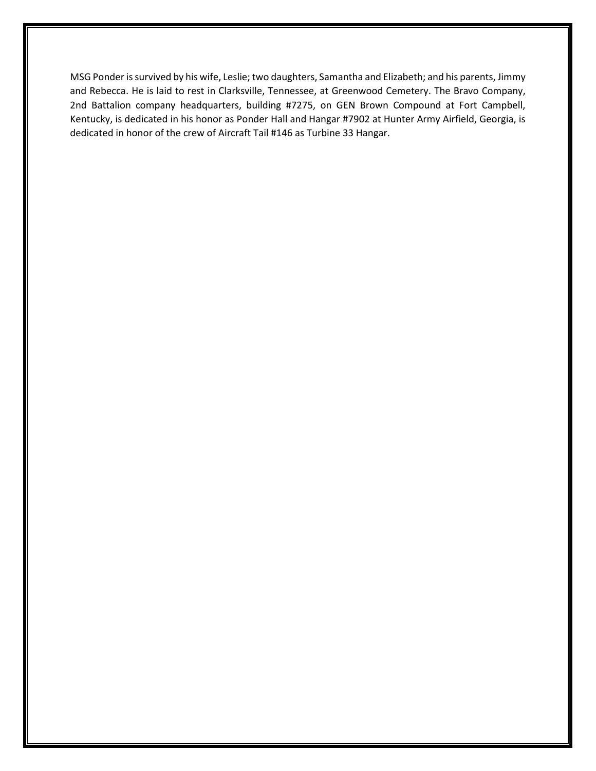MSG Ponder is survived by his wife, Leslie; two daughters, Samantha and Elizabeth; and his parents, Jimmy and Rebecca. He is laid to rest in Clarksville, Tennessee, at Greenwood Cemetery. The Bravo Company, 2nd Battalion company headquarters, building #7275, on GEN Brown Compound at Fort Campbell, Kentucky, is dedicated in his honor as Ponder Hall and Hangar #7902 at Hunter Army Airfield, Georgia, is dedicated in honor of the crew of Aircraft Tail #146 as Turbine 33 Hangar.